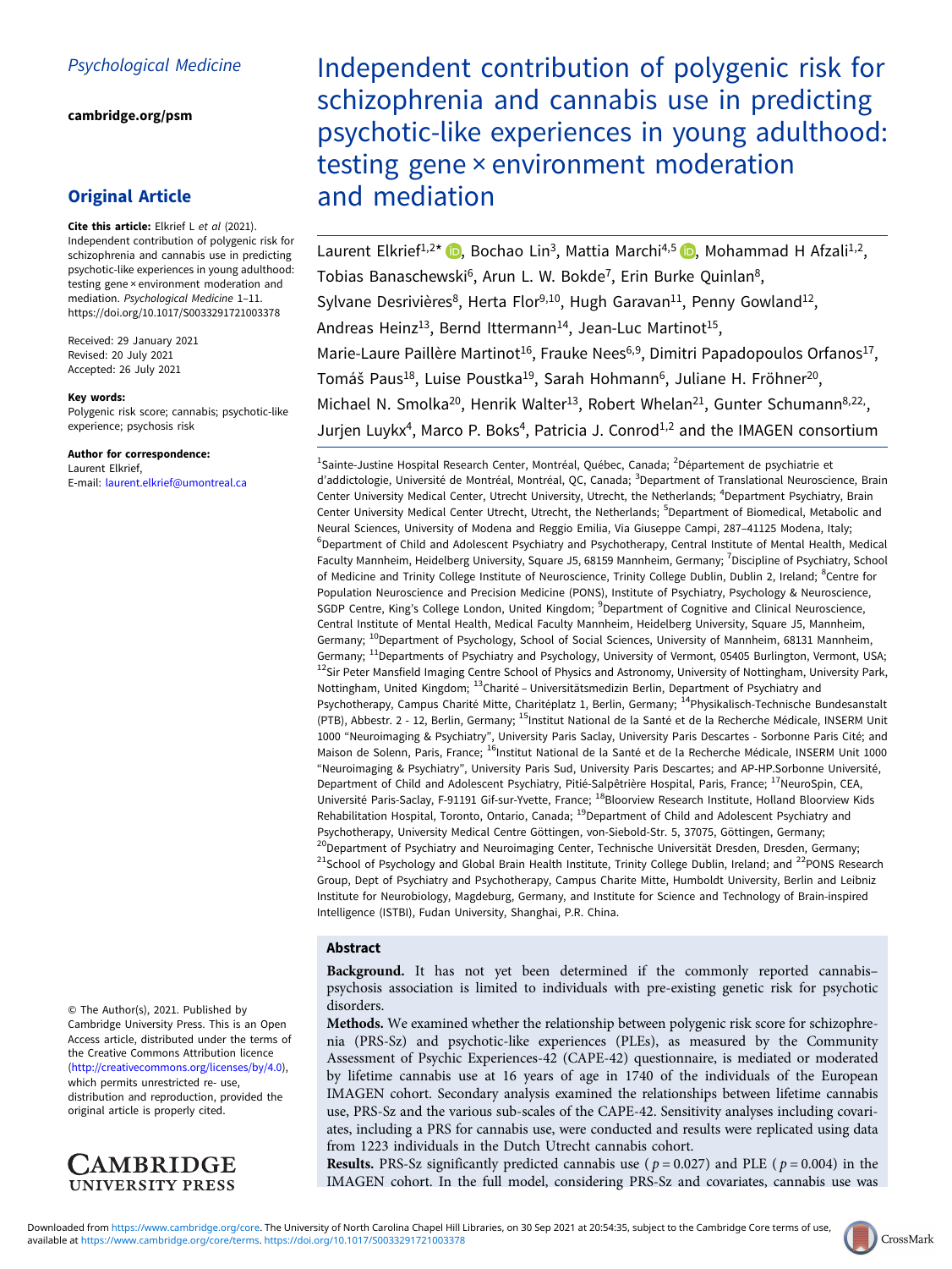Psychological Medicine

cambridge.org/psm

## Original Article

**Cite this article:** Elkrief L *et al* (2021). Independent contribution of polygenic risk for schizophrenia and cannabis use in predicting psychotic-like experiences in young adulthood: testing gene × environment moderation and mediation. *Psychological Medicine* 1–11. https://doi.org/10.1017/S0033291721003378

Received: 29 January 2021
Revised: 20 July 2021
Accepted: 26 July 2021

**Key words:**
Polygenic risk score; cannabis; psychotic-like experience; psychosis risk

**Author for correspondence:**
Laurent Elkrief,
E-mail: laurent.elkrief@umontreal.ca

© The Author(s), 2021. Published by Cambridge University Press. This is an Open Access article, distributed under the terms of the Creative Commons Attribution licence (http://creativecommons.org/licenses/by/4.0), which permits unrestricted re- use, distribution and reproduction, provided the original article is properly cited.

# Independent contribution of polygenic risk for schizophrenia and cannabis use in predicting psychotic-like experiences in young adulthood: testing gene × environment moderation and mediation

Laurent Elkrief[1,2]*, Bochao Lin[3], Mattia Marchi[4,5], Mohammad H Afzali[1,2], Tobias Banaschewski[6], Arun L. W. Bokde[7], Erin Burke Quinlan[8], Sylvane Desrivières[8], Herta Flor[9,10], Hugh Garavan[11], Penny Gowland[12], Andreas Heinz[13], Bernd Ittermann[14], Jean-Luc Martinot[15], Marie-Laure Paillère Martinot[16], Frauke Nees[6,9], Dimitri Papadopoulos Orfanos[17], Tomáš Paus[18], Luise Poustka[19], Sarah Hohmann[6], Juliane H. Fröhner[20], Michael N. Smolka[20], Henrik Walter[13], Robert Whelan[21], Gunter Schumann[8,22], Jurjen Luykx[4], Marco P. Boks[4], Patricia J. Conrod[1,2] and the IMAGEN consortium

[1]Sainte-Justine Hospital Research Center, Montréal, Québec, Canada; [2]Département de psychiatrie et d'addictologie, Université de Montréal, Montréal, QC, Canada; [3]Department of Translational Neuroscience, Brain Center University Medical Center, Utrecht University, Utrecht, the Netherlands; [4]Department Psychiatry, Brain Center University Medical Center Utrecht, Utrecht, the Netherlands; [5]Department of Biomedical, Metabolic and Neural Sciences, University of Modena and Reggio Emilia, Via Giuseppe Campi, 287–41125 Modena, Italy; [6]Department of Child and Adolescent Psychiatry and Psychotherapy, Central Institute of Mental Health, Medical Faculty Mannheim, Heidelberg University, Square J5, 68159 Mannheim, Germany; [7]Discipline of Psychiatry, School of Medicine and Trinity College Institute of Neuroscience, Trinity College Dublin, Dublin 2, Ireland; [8]Centre for Population Neuroscience and Precision Medicine (PONS), Institute of Psychiatry, Psychology & Neuroscience, SGDP Centre, King's College London, United Kingdom; [9]Department of Cognitive and Clinical Neuroscience, Central Institute of Mental Health, Medical Faculty Mannheim, Heidelberg University, Square J5, Mannheim, Germany; [10]Department of Psychology, School of Social Sciences, University of Mannheim, 68131 Mannheim, Germany; [11]Departments of Psychiatry and Psychology, University of Vermont, 05405 Burlington, Vermont, USA; [12]Sir Peter Mansfield Imaging Centre School of Physics and Astronomy, University of Nottingham, University Park, Nottingham, United Kingdom; [13]Charité – Universitätsmedizin Berlin, Department of Psychiatry and Psychotherapy, Campus Charité Mitte, Charitéplatz 1, Berlin, Germany; [14]Physikalisch-Technische Bundesanstalt (PTB), Abbestr. 2 - 12, Berlin, Germany; [15]Institut National de la Santé et de la Recherche Médicale, INSERM Unit 1000 "Neuroimaging & Psychiatry", University Paris Saclay, University Paris Descartes - Sorbonne Paris Cité; and Maison de Solenn, Paris, France; [16]Institut National de la Santé et de la Recherche Médicale, INSERM Unit 1000 "Neuroimaging & Psychiatry", University Paris Sud, University Paris Descartes; and AP-HP.Sorbonne Université, Department of Child and Adolescent Psychiatry, Pitié-Salpêtrière Hospital, Paris, France; [17]NeuroSpin, CEA, Université Paris-Saclay, F-91191 Gif-sur-Yvette, France; [18]Bloorview Research Institute, Holland Bloorview Kids Rehabilitation Hospital, Toronto, Ontario, Canada; [19]Department of Child and Adolescent Psychiatry and Psychotherapy, University Medical Centre Göttingen, von-Siebold-Str. 5, 37075, Göttingen, Germany; [20]Department of Psychiatry and Neuroimaging Center, Technische Universität Dresden, Dresden, Germany; [21]School of Psychology and Global Brain Health Institute, Trinity College Dublin, Ireland; and [22]PONS Research Group, Dept of Psychiatry and Psychotherapy, Campus Charite Mitte, Humboldt University, Berlin and Leibniz Institute for Neurobiology, Magdeburg, Germany, and Institute for Science and Technology of Brain-inspired Intelligence (ISTBI), Fudan University, Shanghai, P.R. China.

## Abstract

**Background.** It has not yet been determined if the commonly reported cannabis–psychosis association is limited to individuals with pre-existing genetic risk for psychotic disorders.

**Methods.** We examined whether the relationship between polygenic risk score for schizophrenia (PRS-Sz) and psychotic-like experiences (PLEs), as measured by the Community Assessment of Psychic Experiences-42 (CAPE-42) questionnaire, is mediated or moderated by lifetime cannabis use at 16 years of age in 1740 of the individuals of the European IMAGEN cohort. Secondary analysis examined the relationships between lifetime cannabis use, PRS-Sz and the various sub-scales of the CAPE-42. Sensitivity analyses including covariates, including a PRS for cannabis use, were conducted and results were replicated using data from 1223 individuals in the Dutch Utrecht cannabis cohort.

**Results.** PRS-Sz significantly predicted cannabis use ($p = 0.027$) and PLE ($p = 0.004$) in the IMAGEN cohort. In the full model, considering PRS-Sz and covariates, cannabis use was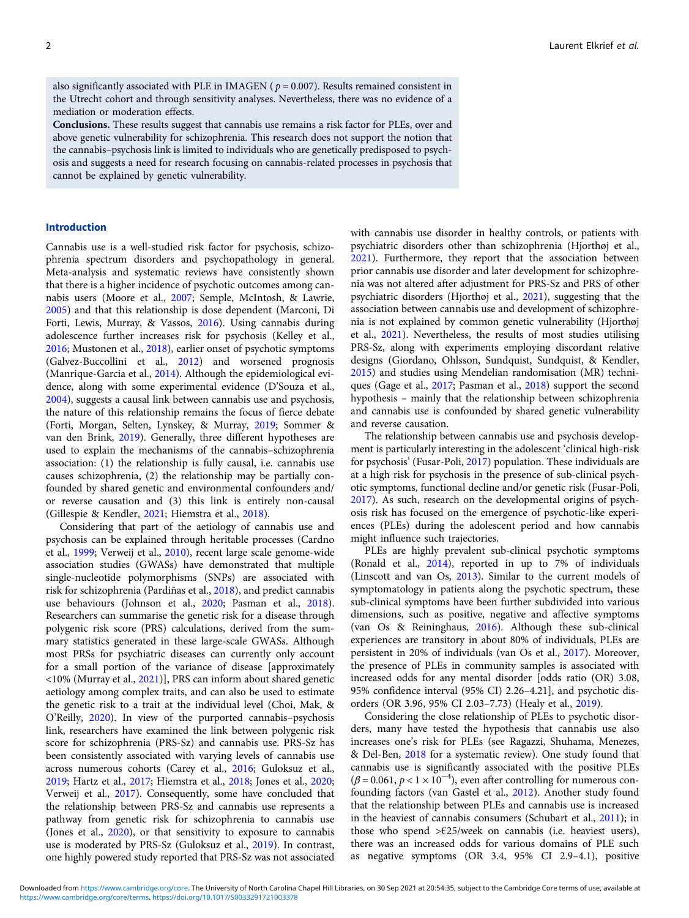also significantly associated with PLE in IMAGEN ( $p = 0.007$). Results remained consistent in the Utrecht cohort and through sensitivity analyses. Nevertheless, there was no evidence of a mediation or moderation effects.

**Conclusions.** These results suggest that cannabis use remains a risk factor for PLEs, over and above genetic vulnerability for schizophrenia. This research does not support the notion that the cannabis–psychosis link is limited to individuals who are genetically predisposed to psychosis and suggests a need for research focusing on cannabis-related processes in psychosis that cannot be explained by genetic vulnerability.

## Introduction

Cannabis use is a well-studied risk factor for psychosis, schizophrenia spectrum disorders and psychopathology in general. Meta-analysis and systematic reviews have consistently shown that there is a higher incidence of psychotic outcomes among cannabis users (Moore et al., 2007; Semple, McIntosh, & Lawrie, 2005) and that this relationship is dose dependent (Marconi, Di Forti, Lewis, Murray, & Vassos, 2016). Using cannabis during adolescence further increases risk for psychosis (Kelley et al., 2016; Mustonen et al., 2018), earlier onset of psychotic symptoms (Galvez-Buccollini et al., 2012) and worsened prognosis (Manrique-Garcia et al., 2014). Although the epidemiological evidence, along with some experimental evidence (D'Souza et al., 2004), suggests a causal link between cannabis use and psychosis, the nature of this relationship remains the focus of fierce debate (Forti, Morgan, Selten, Lynskey, & Murray, 2019; Sommer & van den Brink, 2019). Generally, three different hypotheses are used to explain the mechanisms of the cannabis–schizophrenia association: (1) the relationship is fully causal, i.e. cannabis use causes schizophrenia, (2) the relationship may be partially confounded by shared genetic and environmental confounders and/or reverse causation and (3) this link is entirely non-causal (Gillespie & Kendler, 2021; Hiemstra et al., 2018).

Considering that part of the aetiology of cannabis use and psychosis can be explained through heritable processes (Cardno et al., 1999; Verweij et al., 2010), recent large scale genome-wide association studies (GWASs) have demonstrated that multiple single-nucleotide polymorphisms (SNPs) are associated with risk for schizophrenia (Pardiñas et al., 2018), and predict cannabis use behaviours (Johnson et al., 2020; Pasman et al., 2018). Researchers can summarise the genetic risk for a disease through polygenic risk score (PRS) calculations, derived from the summary statistics generated in these large-scale GWASs. Although most PRSs for psychiatric diseases can currently only account for a small portion of the variance of disease [approximately <10% (Murray et al., 2021)], PRS can inform about shared genetic aetiology among complex traits, and can also be used to estimate the genetic risk to a trait at the individual level (Choi, Mak, & O'Reilly, 2020). In view of the purported cannabis–psychosis link, researchers have examined the link between polygenic risk score for schizophrenia (PRS-Sz) and cannabis use. PRS-Sz has been consistently associated with varying levels of cannabis use across numerous cohorts (Carey et al., 2016; Guloksuz et al., 2019; Hartz et al., 2017; Hiemstra et al., 2018; Jones et al., 2020; Verweij et al., 2017). Consequently, some have concluded that the relationship between PRS-Sz and cannabis use represents a pathway from genetic risk for schizophrenia to cannabis use (Jones et al., 2020), or that sensitivity to exposure to cannabis use is moderated by PRS-Sz (Guloksuz et al., 2019). In contrast, one highly powered study reported that PRS-Sz was not associated with cannabis use disorder in healthy controls, or patients with psychiatric disorders other than schizophrenia (Hjorthøj et al., 2021). Furthermore, they report that the association between prior cannabis use disorder and later development for schizophrenia was not altered after adjustment for PRS-Sz and PRS of other psychiatric disorders (Hjorthøj et al., 2021), suggesting that the association between cannabis use and development of schizophrenia is not explained by common genetic vulnerability (Hjorthøj et al., 2021). Nevertheless, the results of most studies utilising PRS-Sz, along with experiments employing discordant relative designs (Giordano, Ohlsson, Sundquist, Sundquist, & Kendler, 2015) and studies using Mendelian randomisation (MR) techniques (Gage et al., 2017; Pasman et al., 2018) support the second hypothesis – mainly that the relationship between schizophrenia and cannabis use is confounded by shared genetic vulnerability and reverse causation.

The relationship between cannabis use and psychosis development is particularly interesting in the adolescent 'clinical high-risk for psychosis' (Fusar-Poli, 2017) population. These individuals are at a high risk for psychosis in the presence of sub-clinical psychotic symptoms, functional decline and/or genetic risk (Fusar-Poli, 2017). As such, research on the developmental origins of psychosis risk has focused on the emergence of psychotic-like experiences (PLEs) during the adolescent period and how cannabis might influence such trajectories.

PLEs are highly prevalent sub-clinical psychotic symptoms (Ronald et al., 2014), reported in up to 7% of individuals (Linscott and van Os, 2013). Similar to the current models of symptomatology in patients along the psychotic spectrum, these sub-clinical symptoms have been further subdivided into various dimensions, such as positive, negative and affective symptoms (van Os & Reininghaus, 2016). Although these sub-clinical experiences are transitory in about 80% of individuals, PLEs are persistent in 20% of individuals (van Os et al., 2017). Moreover, the presence of PLEs in community samples is associated with increased odds for any mental disorder [odds ratio (OR) 3.08, 95% confidence interval (95% CI) 2.26–4.21], and psychotic disorders (OR 3.96, 95% CI 2.03–7.73) (Healy et al., 2019).

Considering the close relationship of PLEs to psychotic disorders, many have tested the hypothesis that cannabis use also increases one's risk for PLEs (see Ragazzi, Shuhama, Menezes, & Del-Ben, 2018 for a systematic review). One study found that cannabis use is significantly associated with the positive PLEs ($\beta = 0.061$, $p < 1 \times 10^{-4}$), even after controlling for numerous confounding factors (van Gastel et al., 2012). Another study found that the relationship between PLEs and cannabis use is increased in the heaviest of cannabis consumers (Schubart et al., 2011); in those who spend >€25/week on cannabis (i.e. heaviest users), there was an increased odds for various domains of PLE such as negative symptoms (OR 3.4, 95% CI 2.9–4.1), positive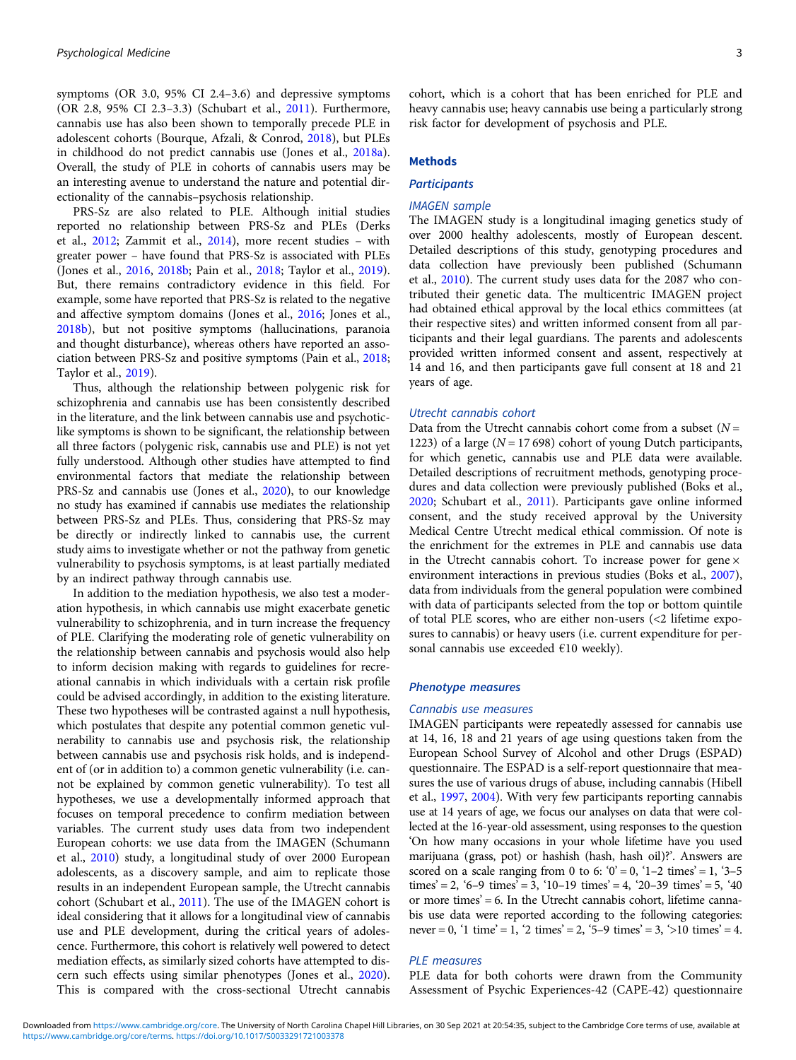symptoms (OR 3.0, 95% CI 2.4–3.6) and depressive symptoms (OR 2.8, 95% CI 2.3–3.3) (Schubart et al., 2011). Furthermore, cannabis use has also been shown to temporally precede PLE in adolescent cohorts (Bourque, Afzali, & Conrod, 2018), but PLEs in childhood do not predict cannabis use (Jones et al., 2018a). Overall, the study of PLE in cohorts of cannabis users may be an interesting avenue to understand the nature and potential directionality of the cannabis–psychosis relationship.

PRS-Sz are also related to PLE. Although initial studies reported no relationship between PRS-Sz and PLEs (Derks et al., 2012; Zammit et al., 2014), more recent studies – with greater power – have found that PRS-Sz is associated with PLEs (Jones et al., 2016, 2018b; Pain et al., 2018; Taylor et al., 2019). But, there remains contradictory evidence in this field. For example, some have reported that PRS-Sz is related to the negative and affective symptom domains (Jones et al., 2016; Jones et al., 2018b), but not positive symptoms (hallucinations, paranoia and thought disturbance), whereas others have reported an association between PRS-Sz and positive symptoms (Pain et al., 2018; Taylor et al., 2019).

Thus, although the relationship between polygenic risk for schizophrenia and cannabis use has been consistently described in the literature, and the link between cannabis use and psychotic-like symptoms is shown to be significant, the relationship between all three factors (polygenic risk, cannabis use and PLE) is not yet fully understood. Although other studies have attempted to find environmental factors that mediate the relationship between PRS-Sz and cannabis use (Jones et al., 2020), to our knowledge no study has examined if cannabis use mediates the relationship between PRS-Sz and PLEs. Thus, considering that PRS-Sz may be directly or indirectly linked to cannabis use, the current study aims to investigate whether or not the pathway from genetic vulnerability to psychosis symptoms, is at least partially mediated by an indirect pathway through cannabis use.

In addition to the mediation hypothesis, we also test a moderation hypothesis, in which cannabis use might exacerbate genetic vulnerability to schizophrenia, and in turn increase the frequency of PLE. Clarifying the moderating role of genetic vulnerability on the relationship between cannabis and psychosis would also help to inform decision making with regards to guidelines for recreational cannabis in which individuals with a certain risk profile could be advised accordingly, in addition to the existing literature. These two hypotheses will be contrasted against a null hypothesis, which postulates that despite any potential common genetic vulnerability to cannabis use and psychosis risk, the relationship between cannabis use and psychosis risk holds, and is independent of (or in addition to) a common genetic vulnerability (i.e. cannot be explained by common genetic vulnerability). To test all hypotheses, we use a developmentally informed approach that focuses on temporal precedence to confirm mediation between variables. The current study uses data from two independent European cohorts: we use data from the IMAGEN (Schumann et al., 2010) study, a longitudinal study of over 2000 European adolescents, as a discovery sample, and aim to replicate those results in an independent European sample, the Utrecht cannabis cohort (Schubart et al., 2011). The use of the IMAGEN cohort is ideal considering that it allows for a longitudinal view of cannabis use and PLE development, during the critical years of adolescence. Furthermore, this cohort is relatively well powered to detect mediation effects, as similarly sized cohorts have attempted to discern such effects using similar phenotypes (Jones et al., 2020). This is compared with the cross-sectional Utrecht cannabis cohort, which is a cohort that has been enriched for PLE and heavy cannabis use; heavy cannabis use being a particularly strong risk factor for development of psychosis and PLE.

## Methods

### Participants

#### IMAGEN sample

The IMAGEN study is a longitudinal imaging genetics study of over 2000 healthy adolescents, mostly of European descent. Detailed descriptions of this study, genotyping procedures and data collection have previously been published (Schumann et al., 2010). The current study uses data for the 2087 who contributed their genetic data. The multicentric IMAGEN project had obtained ethical approval by the local ethics committees (at their respective sites) and written informed consent from all participants and their legal guardians. The parents and adolescents provided written informed consent and assent, respectively at 14 and 16, and then participants gave full consent at 18 and 21 years of age.

#### Utrecht cannabis cohort

Data from the Utrecht cannabis cohort come from a subset ($N$ = 1223) of a large ($N$ = 17 698) cohort of young Dutch participants, for which genetic, cannabis use and PLE data were available. Detailed descriptions of recruitment methods, genotyping procedures and data collection were previously published (Boks et al., 2020; Schubart et al., 2011). Participants gave online informed consent, and the study received approval by the University Medical Centre Utrecht medical ethical commission. Of note is the enrichment for the extremes in PLE and cannabis use data in the Utrecht cannabis cohort. To increase power for gene × environment interactions in previous studies (Boks et al., 2007), data from individuals from the general population were combined with data of participants selected from the top or bottom quintile of total PLE scores, who are either non-users (<2 lifetime exposures to cannabis) or heavy users (i.e. current expenditure for personal cannabis use exceeded €10 weekly).

### Phenotype measures

#### Cannabis use measures

IMAGEN participants were repeatedly assessed for cannabis use at 14, 16, 18 and 21 years of age using questions taken from the European School Survey of Alcohol and other Drugs (ESPAD) questionnaire. The ESPAD is a self-report questionnaire that measures the use of various drugs of abuse, including cannabis (Hibell et al., 1997, 2004). With very few participants reporting cannabis use at 14 years of age, we focus our analyses on data that were collected at the 16-year-old assessment, using responses to the question 'On how many occasions in your whole lifetime have you used marijuana (grass, pot) or hashish (hash, hash oil)?'. Answers are scored on a scale ranging from 0 to 6: '0' = 0, '1–2 times' = 1, '3–5 times' = 2, '6–9 times' = 3, '10–19 times' = 4, '20–39 times' = 5, '40 or more times' = 6. In the Utrecht cannabis cohort, lifetime cannabis use data were reported according to the following categories: never = 0, '1 time' = 1, '2 times' = 2, '5–9 times' = 3, '>10 times' = 4.

#### PLE measures

PLE data for both cohorts were drawn from the Community Assessment of Psychic Experiences-42 (CAPE-42) questionnaire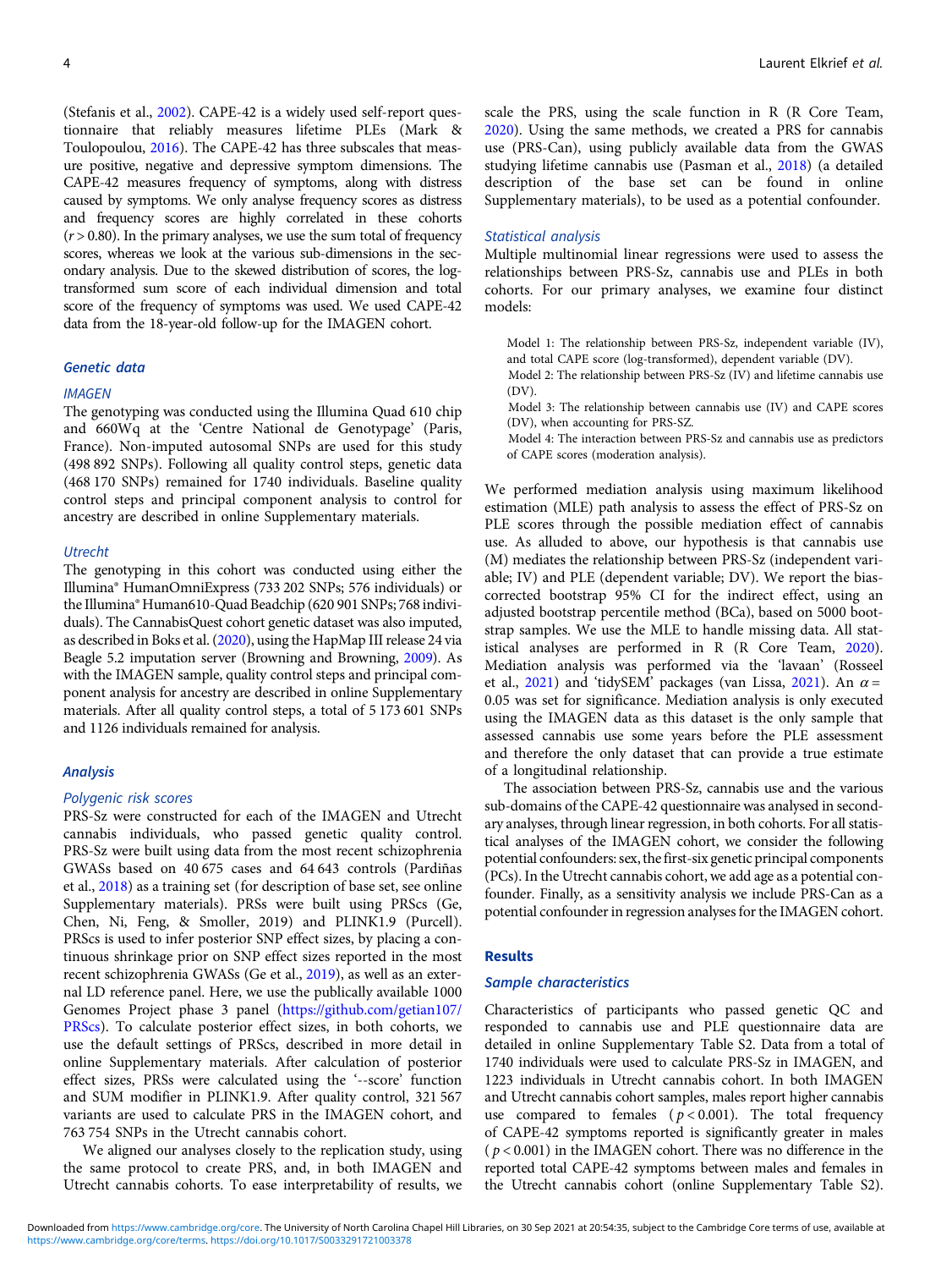(Stefanis et al., 2002). CAPE-42 is a widely used self-report questionnaire that reliably measures lifetime PLEs (Mark & Toulopoulou, 2016). The CAPE-42 has three subscales that measure positive, negative and depressive symptom dimensions. The CAPE-42 measures frequency of symptoms, along with distress caused by symptoms. We only analyse frequency scores as distress and frequency scores are highly correlated in these cohorts ($r > 0.80$). In the primary analyses, we use the sum total of frequency scores, whereas we look at the various sub-dimensions in the secondary analysis. Due to the skewed distribution of scores, the log-transformed sum score of each individual dimension and total score of the frequency of symptoms was used. We used CAPE-42 data from the 18-year-old follow-up for the IMAGEN cohort.

### Genetic data

#### IMAGEN

The genotyping was conducted using the Illumina Quad 610 chip and 660Wq at the 'Centre National de Genotypage' (Paris, France). Non-imputed autosomal SNPs are used for this study (498 892 SNPs). Following all quality control steps, genetic data (468 170 SNPs) remained for 1740 individuals. Baseline quality control steps and principal component analysis to control for ancestry are described in online Supplementary materials.

#### Utrecht

The genotyping in this cohort was conducted using either the Illumina® HumanOmniExpress (733 202 SNPs; 576 individuals) or the Illumina® Human610-Quad Beadchip (620 901 SNPs; 768 individuals). The CannabisQuest cohort genetic dataset was also imputed, as described in Boks et al. (2020), using the HapMap III release 24 via Beagle 5.2 imputation server (Browning and Browning, 2009). As with the IMAGEN sample, quality control steps and principal component analysis for ancestry are described in online Supplementary materials. After all quality control steps, a total of 5 173 601 SNPs and 1126 individuals remained for analysis.

### Analysis

#### Polygenic risk scores

PRS-Sz were constructed for each of the IMAGEN and Utrecht cannabis individuals, who passed genetic quality control. PRS-Sz were built using data from the most recent schizophrenia GWASs based on 40 675 cases and 64 643 controls (Pardiñas et al., 2018) as a training set (for description of base set, see online Supplementary materials). PRSs were built using PRScs (Ge, Chen, Ni, Feng, & Smoller, 2019) and PLINK1.9 (Purcell). PRScs is used to infer posterior SNP effect sizes, by placing a continuous shrinkage prior on SNP effect sizes reported in the most recent schizophrenia GWASs (Ge et al., 2019), as well as an external LD reference panel. Here, we use the publically available 1000 Genomes Project phase 3 panel (https://github.com/getian107/PRScs). To calculate posterior effect sizes, in both cohorts, we use the default settings of PRScs, described in more detail in online Supplementary materials. After calculation of posterior effect sizes, PRSs were calculated using the '--score' function and SUM modifier in PLINK1.9. After quality control, 321 567 variants are used to calculate PRS in the IMAGEN cohort, and 763 754 SNPs in the Utrecht cannabis cohort.

We aligned our analyses closely to the replication study, using the same protocol to create PRS, and, in both IMAGEN and Utrecht cannabis cohorts. To ease interpretability of results, we scale the PRS, using the scale function in R (R Core Team, 2020). Using the same methods, we created a PRS for cannabis use (PRS-Can), using publicly available data from the GWAS studying lifetime cannabis use (Pasman et al., 2018) (a detailed description of the base set can be found in online Supplementary materials), to be used as a potential confounder.

#### Statistical analysis

Multiple multinomial linear regressions were used to assess the relationships between PRS-Sz, cannabis use and PLEs in both cohorts. For our primary analyses, we examine four distinct models:

> Model 1: The relationship between PRS-Sz, independent variable (IV), and total CAPE score (log-transformed), dependent variable (DV).
>
> Model 2: The relationship between PRS-Sz (IV) and lifetime cannabis use (DV).
>
> Model 3: The relationship between cannabis use (IV) and CAPE scores (DV), when accounting for PRS-SZ.
>
> Model 4: The interaction between PRS-Sz and cannabis use as predictors of CAPE scores (moderation analysis).

We performed mediation analysis using maximum likelihood estimation (MLE) path analysis to assess the effect of PRS-Sz on PLE scores through the possible mediation effect of cannabis use. As alluded to above, our hypothesis is that cannabis use (M) mediates the relationship between PRS-Sz (independent variable; IV) and PLE (dependent variable; DV). We report the bias-corrected bootstrap 95% CI for the indirect effect, using an adjusted bootstrap percentile method (BCa), based on 5000 bootstrap samples. We use the MLE to handle missing data. All statistical analyses are performed in R (R Core Team, 2020). Mediation analysis was performed via the 'lavaan' (Rosseel et al., 2021) and 'tidySEM' packages (van Lissa, 2021). An $\alpha = 0.05$ was set for significance. Mediation analysis is only executed using the IMAGEN data as this dataset is the only sample that assessed cannabis use some years before the PLE assessment and therefore the only dataset that can provide a true estimate of a longitudinal relationship.

The association between PRS-Sz, cannabis use and the various sub-domains of the CAPE-42 questionnaire was analysed in secondary analyses, through linear regression, in both cohorts. For all statistical analyses of the IMAGEN cohort, we consider the following potential confounders: sex, the first-six genetic principal components (PCs). In the Utrecht cannabis cohort, we add age as a potential confounder. Finally, as a sensitivity analysis we include PRS-Can as a potential confounder in regression analyses for the IMAGEN cohort.

## Results

### Sample characteristics

Characteristics of participants who passed genetic QC and responded to cannabis use and PLE questionnaire data are detailed in online Supplementary Table S2. Data from a total of 1740 individuals were used to calculate PRS-Sz in IMAGEN, and 1223 individuals in Utrecht cannabis cohort. In both IMAGEN and Utrecht cannabis cohort samples, males report higher cannabis use compared to females ($p < 0.001$). The total frequency of CAPE-42 symptoms reported is significantly greater in males ($p < 0.001$) in the IMAGEN cohort. There was no difference in the reported total CAPE-42 symptoms between males and females in the Utrecht cannabis cohort (online Supplementary Table S2).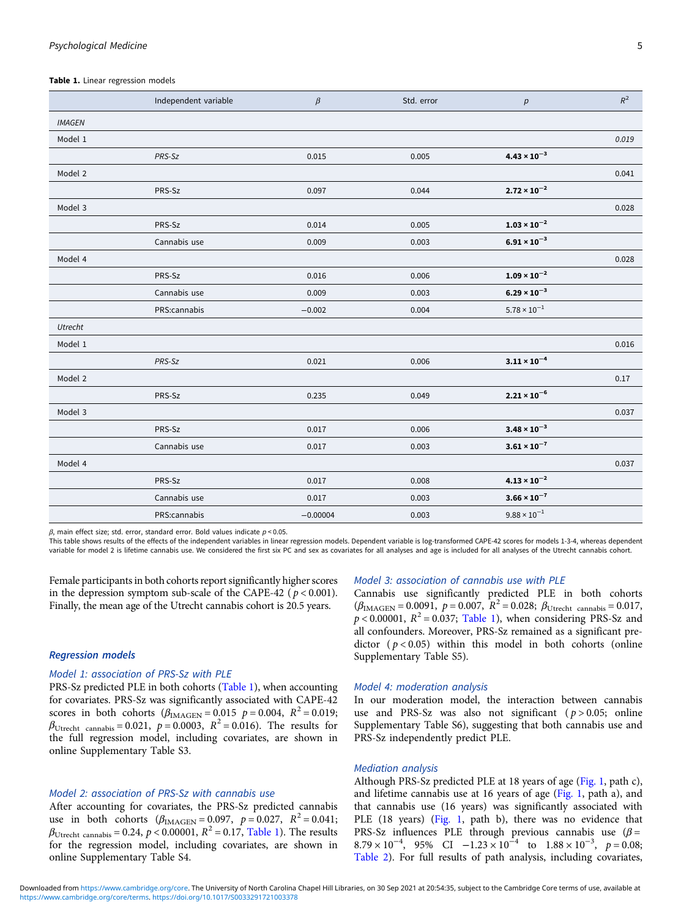**Table 1.** Linear regression models

| | Independent variable | $\beta$ | Std. error | $p$ | $R^2$ |
|---|---|---|---|---|---|
| *IMAGEN* | | | | | |
| Model 1 | | | | | *0.019* |
| | *PRS-Sz* | 0.015 | 0.005 | $\mathbf{4.43 \times 10^{-3}}$ | |
| Model 2 | | | | | 0.041 |
| | PRS-Sz | 0.097 | 0.044 | $\mathbf{2.72 \times 10^{-2}}$ | |
| Model 3 | | | | | 0.028 |
| | PRS-Sz | 0.014 | 0.005 | $\mathbf{1.03 \times 10^{-2}}$ | |
| | Cannabis use | 0.009 | 0.003 | $\mathbf{6.91 \times 10^{-3}}$ | |
| Model 4 | | | | | 0.028 |
| | PRS-Sz | 0.016 | 0.006 | $\mathbf{1.09 \times 10^{-2}}$ | |
| | Cannabis use | 0.009 | 0.003 | $\mathbf{6.29 \times 10^{-3}}$ | |
| | PRS:cannabis | −0.002 | 0.004 | $5.78 \times 10^{-1}$ | |
| *Utrecht* | | | | | |
| Model 1 | | | | | 0.016 |
| | *PRS-Sz* | 0.021 | 0.006 | $\mathbf{3.11 \times 10^{-4}}$ | |
| Model 2 | | | | | 0.17 |
| | PRS-Sz | 0.235 | 0.049 | $\mathbf{2.21 \times 10^{-6}}$ | |
| Model 3 | | | | | 0.037 |
| | PRS-Sz | 0.017 | 0.006 | $\mathbf{3.48 \times 10^{-3}}$ | |
| | Cannabis use | 0.017 | 0.003 | $\mathbf{3.61 \times 10^{-7}}$ | |
| Model 4 | | | | | 0.037 |
| | PRS-Sz | 0.017 | 0.008 | $\mathbf{4.13 \times 10^{-2}}$ | |
| | Cannabis use | 0.017 | 0.003 | $\mathbf{3.66 \times 10^{-7}}$ | |
| | PRS:cannabis | −0.00004 | 0.003 | $9.88 \times 10^{-1}$ | |

$\beta$, main effect size; std. error, standard error. Bold values indicate $p < 0.05$.
This table shows results of the effects of the independent variables in linear regression models. Dependent variable is log-transformed CAPE-42 scores for models 1-3-4, whereas dependent variable for model 2 is lifetime cannabis use. We considered the first six PC and sex as covariates for all analyses and age is included for all analyses of the Utrecht cannabis cohort.

Female participants in both cohorts report significantly higher scores in the depression symptom sub-scale of the CAPE-42 ($p < 0.001$). Finally, the mean age of the Utrecht cannabis cohort is 20.5 years.

## Regression models

### Model 1: association of PRS-Sz with PLE

PRS-Sz predicted PLE in both cohorts (Table 1), when accounting for covariates. PRS-Sz was significantly associated with CAPE-42 scores in both cohorts ($\beta_{\text{IMAGEN}} = 0.015$ $p = 0.004$, $R^2 = 0.019$; $\beta_{\text{Utrecht cannabis}} = 0.021$, $p = 0.0003$, $R^2 = 0.016$). The results for the full regression model, including covariates, are shown in online Supplementary Table S3.

### Model 2: association of PRS-Sz with cannabis use

After accounting for covariates, the PRS-Sz predicted cannabis use in both cohorts ($\beta_{\text{IMAGEN}} = 0.097$, $p = 0.027$, $R^2 = 0.041$; $\beta_{\text{Utrecht cannabis}} = 0.24$, $p < 0.00001$, $R^2 = 0.17$, Table 1). The results for the regression model, including covariates, are shown in online Supplementary Table S4.

### Model 3: association of cannabis use with PLE

Cannabis use significantly predicted PLE in both cohorts ($\beta_{\text{IMAGEN}} = 0.0091$, $p = 0.007$, $R^2 = 0.028$; $\beta_{\text{Utrecht cannabis}} = 0.017$, $p < 0.00001$, $R^2 = 0.037$; Table 1), when considering PRS-Sz and all confounders. Moreover, PRS-Sz remained as a significant predictor ($p < 0.05$) within this model in both cohorts (online Supplementary Table S5).

### Model 4: moderation analysis

In our moderation model, the interaction between cannabis use and PRS-Sz was also not significant ($p > 0.05$; online Supplementary Table S6), suggesting that both cannabis use and PRS-Sz independently predict PLE.

### Mediation analysis

Although PRS-Sz predicted PLE at 18 years of age (Fig. 1, path c), and lifetime cannabis use at 16 years of age (Fig. 1, path a), and that cannabis use (16 years) was significantly associated with PLE (18 years) (Fig. 1, path b), there was no evidence that PRS-Sz influences PLE through previous cannabis use ($\beta = 8.79 \times 10^{-4}$, 95% CI $-1.23 \times 10^{-4}$ to $1.88 \times 10^{-3}$, $p = 0.08$; Table 2). For full results of path analysis, including covariates,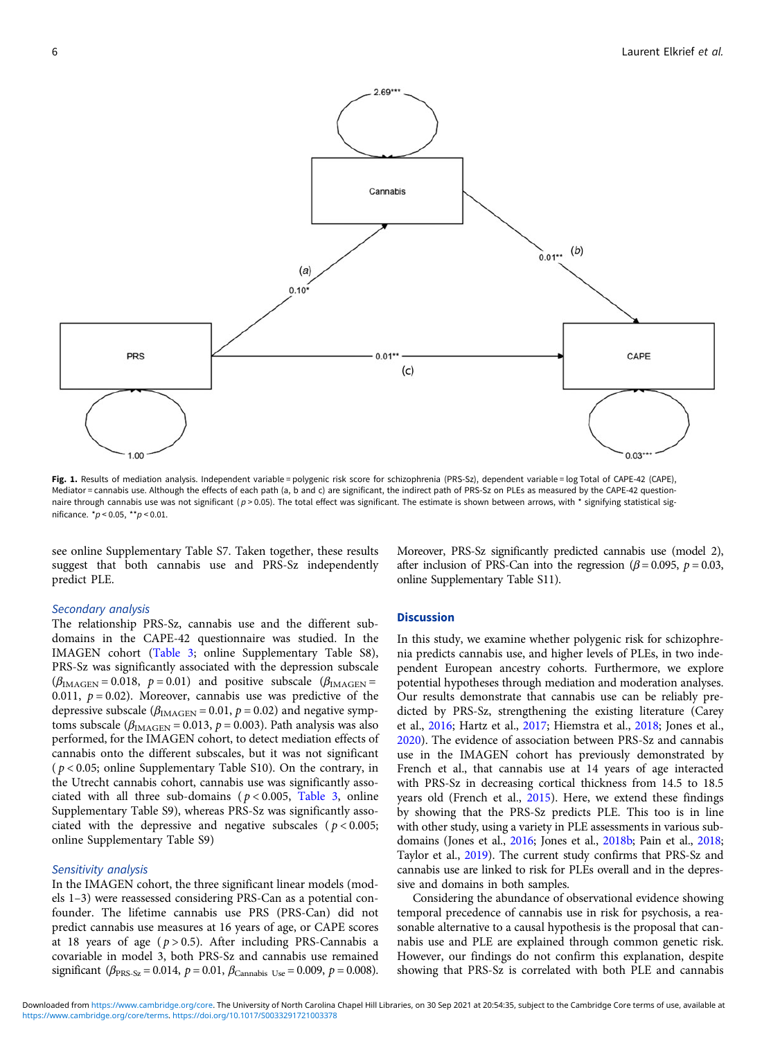Fig. 1. Results of mediation analysis. Independent variable = polygenic risk score for schizophrenia (PRS-Sz), dependent variable = log Total of CAPE-42 (CAPE), Mediator = cannabis use. Although the effects of each path (a, b and c) are significant, the indirect path of PRS-Sz on PLEs as measured by the CAPE-42 questionnaire through cannabis use was not significant ($p > 0.05$). The total effect was significant. The estimate is shown between arrows, with * signifying statistical significance. *$p < 0.05$, **$p < 0.01$.

see online Supplementary Table S7. Taken together, these results suggest that both cannabis use and PRS-Sz independently predict PLE.

### Secondary analysis

The relationship PRS-Sz, cannabis use and the different subdomains in the CAPE-42 questionnaire was studied. In the IMAGEN cohort (Table 3; online Supplementary Table S8), PRS-Sz was significantly associated with the depression subscale ($\beta_{\text{IMAGEN}} = 0.018$, $p = 0.01$) and positive subscale ($\beta_{\text{IMAGEN}} = 0.011$, $p = 0.02$). Moreover, cannabis use was predictive of the depressive subscale ($\beta_{\text{IMAGEN}} = 0.01$, $p = 0.02$) and negative symptoms subscale ($\beta_{\text{IMAGEN}} = 0.013$, $p = 0.003$). Path analysis was also performed, for the IMAGEN cohort, to detect mediation effects of cannabis onto the different subscales, but it was not significant ($p < 0.05$; online Supplementary Table S10). On the contrary, in the Utrecht cannabis cohort, cannabis use was significantly associated with all three sub-domains ($p < 0.005$, Table 3, online Supplementary Table S9), whereas PRS-Sz was significantly associated with the depressive and negative subscales ($p < 0.005$; online Supplementary Table S9)

### Sensitivity analysis

In the IMAGEN cohort, the three significant linear models (models 1–3) were reassessed considering PRS-Can as a potential confounder. The lifetime cannabis use PRS (PRS-Can) did not predict cannabis use measures at 16 years of age, or CAPE scores at 18 years of age ($p > 0.5$). After including PRS-Cannabis a covariable in model 3, both PRS-Sz and cannabis use remained significant ($\beta_{\text{PRS-Sz}} = 0.014$, $p = 0.01$, $\beta_{\text{Cannabis Use}} = 0.009$, $p = 0.008$). Moreover, PRS-Sz significantly predicted cannabis use (model 2), after inclusion of PRS-Can into the regression ($\beta = 0.095$, $p = 0.03$, online Supplementary Table S11).

## Discussion

In this study, we examine whether polygenic risk for schizophrenia predicts cannabis use, and higher levels of PLEs, in two independent European ancestry cohorts. Furthermore, we explore potential hypotheses through mediation and moderation analyses. Our results demonstrate that cannabis use can be reliably predicted by PRS-Sz, strengthening the existing literature (Carey et al., 2016; Hartz et al., 2017; Hiemstra et al., 2018; Jones et al., 2020). The evidence of association between PRS-Sz and cannabis use in the IMAGEN cohort has previously demonstrated by French et al., that cannabis use at 14 years of age interacted with PRS-Sz in decreasing cortical thickness from 14.5 to 18.5 years old (French et al., 2015). Here, we extend these findings by showing that the PRS-Sz predicts PLE. This too is in line with other study, using a variety in PLE assessments in various subdomains (Jones et al., 2016; Jones et al., 2018b; Pain et al., 2018; Taylor et al., 2019). The current study confirms that PRS-Sz and cannabis use are linked to risk for PLEs overall and in the depressive and domains in both samples.

Considering the abundance of observational evidence showing temporal precedence of cannabis use in risk for psychosis, a reasonable alternative to a causal hypothesis is the proposal that cannabis use and PLE are explained through common genetic risk. However, our findings do not confirm this explanation, despite showing that PRS-Sz is correlated with both PLE and cannabis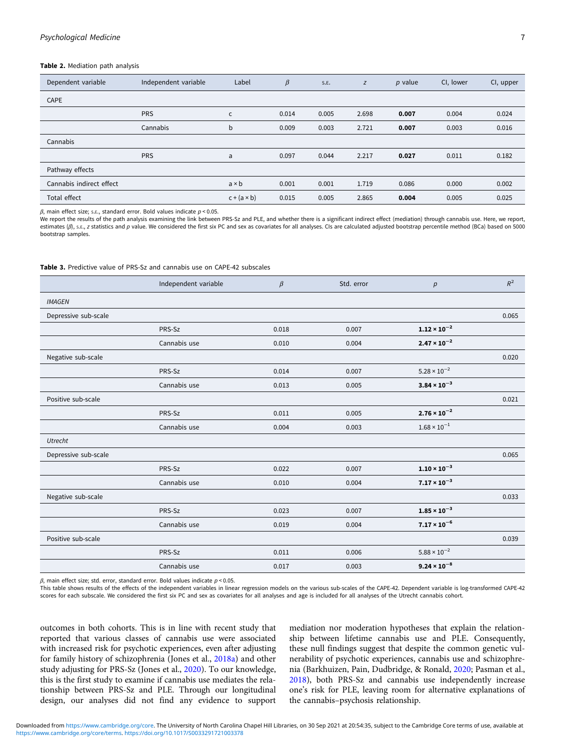**Table 2.** Mediation path analysis

| Dependent variable | Independent variable | Label | $\beta$ | S.E. | $z$ | $p$ value | CI, lower | CI, upper |
|---|---|---|---|---|---|---|---|---|
| CAPE | | | | | | | | |
| | PRS | c | 0.014 | 0.005 | 2.698 | **0.007** | 0.004 | 0.024 |
| | Cannabis | b | 0.009 | 0.003 | 2.721 | **0.007** | 0.003 | 0.016 |
| Cannabis | | | | | | | | |
| | PRS | a | 0.097 | 0.044 | 2.217 | **0.027** | 0.011 | 0.182 |
| Pathway effects | | | | | | | | |
| Cannabis indirect effect | | a × b | 0.001 | 0.001 | 1.719 | 0.086 | 0.000 | 0.002 |
| Total effect | | c + (a × b) | 0.015 | 0.005 | 2.865 | **0.004** | 0.005 | 0.025 |

$\beta$, main effect size; S.E., standard error. Bold values indicate $p < 0.05$.
We report the results of the path analysis examining the link between PRS-Sz and PLE, and whether there is a significant indirect effect (mediation) through cannabis use. Here, we report, estimates ($\beta$), S.E., $z$ statistics and $p$ value. We considered the first six PC and sex as covariates for all analyses. CIs are calculated adjusted bootstrap percentile method (BCa) based on 5000 bootstrap samples.

**Table 3.** Predictive value of PRS-Sz and cannabis use on CAPE-42 subscales

| | Independent variable | $\beta$ | Std. error | $p$ | $R^2$ |
|---|---|---|---|---|---|
| *IMAGEN* | | | | | |
| Depressive sub-scale | | | | | 0.065 |
| | PRS-Sz | 0.018 | 0.007 | $\mathbf{1.12 \times 10^{-2}}$ | |
| | Cannabis use | 0.010 | 0.004 | $\mathbf{2.47 \times 10^{-2}}$ | |
| Negative sub-scale | | | | | 0.020 |
| | PRS-Sz | 0.014 | 0.007 | $5.28 \times 10^{-2}$ | |
| | Cannabis use | 0.013 | 0.005 | $\mathbf{3.84 \times 10^{-3}}$ | |
| Positive sub-scale | | | | | 0.021 |
| | PRS-Sz | 0.011 | 0.005 | $\mathbf{2.76 \times 10^{-2}}$ | |
| | Cannabis use | 0.004 | 0.003 | $1.68 \times 10^{-1}$ | |
| *Utrecht* | | | | | |
| Depressive sub-scale | | | | | 0.065 |
| | PRS-Sz | 0.022 | 0.007 | $\mathbf{1.10 \times 10^{-3}}$ | |
| | Cannabis use | 0.010 | 0.004 | $\mathbf{7.17 \times 10^{-3}}$ | |
| Negative sub-scale | | | | | 0.033 |
| | PRS-Sz | 0.023 | 0.007 | $\mathbf{1.85 \times 10^{-3}}$ | |
| | Cannabis use | 0.019 | 0.004 | $\mathbf{7.17 \times 10^{-6}}$ | |
| Positive sub-scale | | | | | 0.039 |
| | PRS-Sz | 0.011 | 0.006 | $5.88 \times 10^{-2}$ | |
| | Cannabis use | 0.017 | 0.003 | $\mathbf{9.24 \times 10^{-8}}$ | |

$\beta$, main effect size; std. error, standard error. Bold values indicate $p < 0.05$.
This table shows results of the effects of the independent variables in linear regression models on the various sub-scales of the CAPE-42. Dependent variable is log-transformed CAPE-42 scores for each subscale. We considered the first six PC and sex as covariates for all analyses and age is included for all analyses of the Utrecht cannabis cohort.

outcomes in both cohorts. This is in line with recent study that reported that various classes of cannabis use were associated with increased risk for psychotic experiences, even after adjusting for family history of schizophrenia (Jones et al., 2018a) and other study adjusting for PRS-Sz (Jones et al., 2020). To our knowledge, this is the first study to examine if cannabis use mediates the relationship between PRS-Sz and PLE. Through our longitudinal design, our analyses did not find any evidence to support mediation nor moderation hypotheses that explain the relationship between lifetime cannabis use and PLE. Consequently, these null findings suggest that despite the common genetic vulnerability of psychotic experiences, cannabis use and schizophrenia (Barkhuizen, Pain, Dudbridge, & Ronald, 2020; Pasman et al., 2018), both PRS-Sz and cannabis use independently increase one's risk for PLE, leaving room for alternative explanations of the cannabis–psychosis relationship.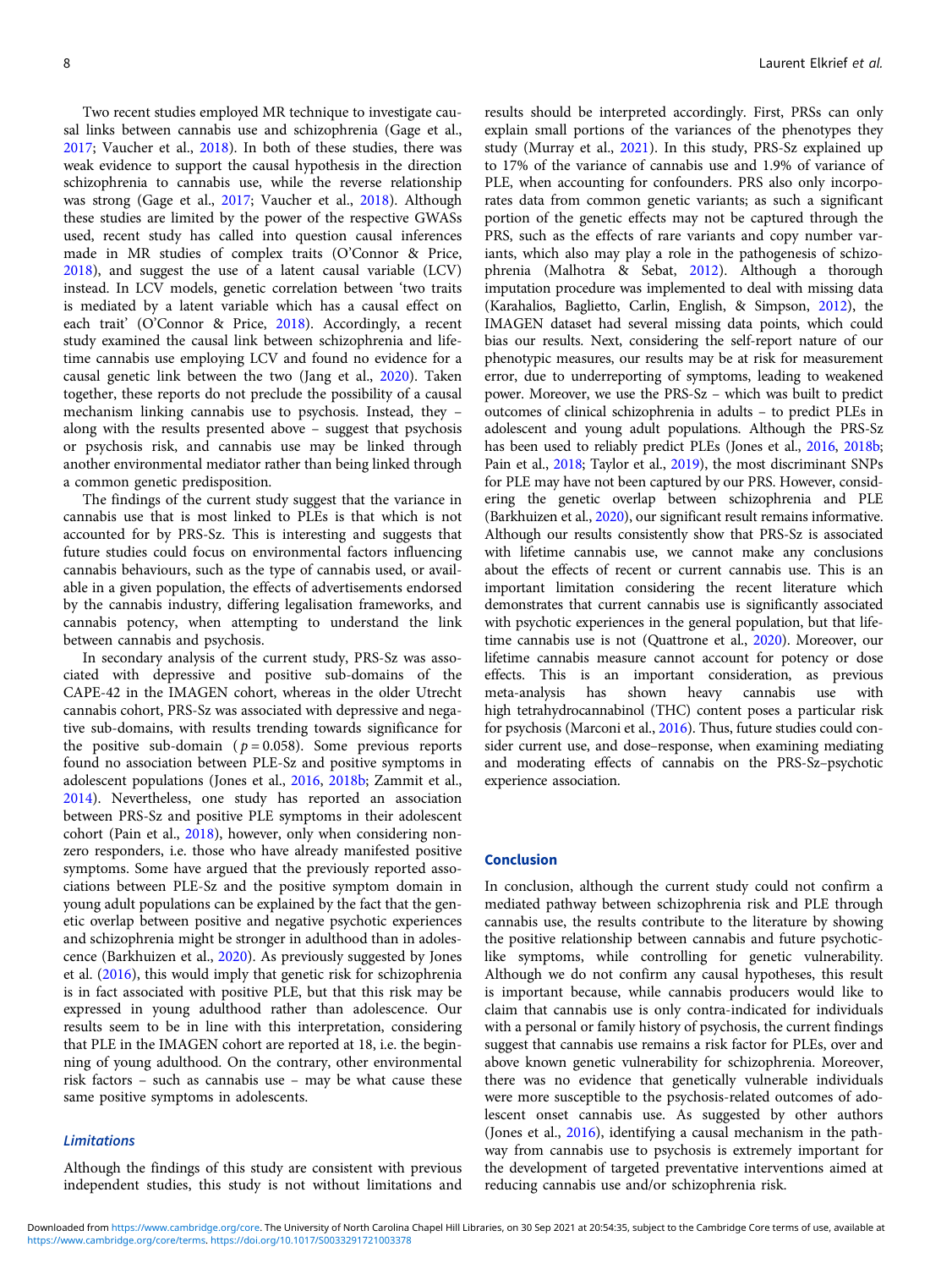Two recent studies employed MR technique to investigate causal links between cannabis use and schizophrenia (Gage et al., 2017; Vaucher et al., 2018). In both of these studies, there was weak evidence to support the causal hypothesis in the direction schizophrenia to cannabis use, while the reverse relationship was strong (Gage et al., 2017; Vaucher et al., 2018). Although these studies are limited by the power of the respective GWASs used, recent study has called into question causal inferences made in MR studies of complex traits (O'Connor & Price, 2018), and suggest the use of a latent causal variable (LCV) instead. In LCV models, genetic correlation between 'two traits is mediated by a latent variable which has a causal effect on each trait' (O'Connor & Price, 2018). Accordingly, a recent study examined the causal link between schizophrenia and lifetime cannabis use employing LCV and found no evidence for a causal genetic link between the two (Jang et al., 2020). Taken together, these reports do not preclude the possibility of a causal mechanism linking cannabis use to psychosis. Instead, they – along with the results presented above – suggest that psychosis or psychosis risk, and cannabis use may be linked through another environmental mediator rather than being linked through a common genetic predisposition.

The findings of the current study suggest that the variance in cannabis use that is most linked to PLEs is that which is not accounted for by PRS-Sz. This is interesting and suggests that future studies could focus on environmental factors influencing cannabis behaviours, such as the type of cannabis used, or available in a given population, the effects of advertisements endorsed by the cannabis industry, differing legalisation frameworks, and cannabis potency, when attempting to understand the link between cannabis and psychosis.

In secondary analysis of the current study, PRS-Sz was associated with depressive and positive sub-domains of the CAPE-42 in the IMAGEN cohort, whereas in the older Utrecht cannabis cohort, PRS-Sz was associated with depressive and negative sub-domains, with results trending towards significance for the positive sub-domain ($p = 0.058$). Some previous reports found no association between PLE-Sz and positive symptoms in adolescent populations (Jones et al., 2016, 2018b; Zammit et al., 2014). Nevertheless, one study has reported an association between PRS-Sz and positive PLE symptoms in their adolescent cohort (Pain et al., 2018), however, only when considering non-zero responders, i.e. those who have already manifested positive symptoms. Some have argued that the previously reported associations between PLE-Sz and the positive symptom domain in young adult populations can be explained by the fact that the genetic overlap between positive and negative psychotic experiences and schizophrenia might be stronger in adulthood than in adolescence (Barkhuizen et al., 2020). As previously suggested by Jones et al. (2016), this would imply that genetic risk for schizophrenia is in fact associated with positive PLE, but that this risk may be expressed in young adulthood rather than adolescence. Our results seem to be in line with this interpretation, considering that PLE in the IMAGEN cohort are reported at 18, i.e. the beginning of young adulthood. On the contrary, other environmental risk factors – such as cannabis use – may be what cause these same positive symptoms in adolescents.

### *Limitations*

Although the findings of this study are consistent with previous independent studies, this study is not without limitations and results should be interpreted accordingly. First, PRSs can only explain small portions of the variances of the phenotypes they study (Murray et al., 2021). In this study, PRS-Sz explained up to 17% of the variance of cannabis use and 1.9% of variance of PLE, when accounting for confounders. PRS also only incorporates data from common genetic variants; as such a significant portion of the genetic effects may not be captured through the PRS, such as the effects of rare variants and copy number variants, which also may play a role in the pathogenesis of schizophrenia (Malhotra & Sebat, 2012). Although a thorough imputation procedure was implemented to deal with missing data (Karahalios, Baglietto, Carlin, English, & Simpson, 2012), the IMAGEN dataset had several missing data points, which could bias our results. Next, considering the self-report nature of our phenotypic measures, our results may be at risk for measurement error, due to underreporting of symptoms, leading to weakened power. Moreover, we use the PRS-Sz – which was built to predict outcomes of clinical schizophrenia in adults – to predict PLEs in adolescent and young adult populations. Although the PRS-Sz has been used to reliably predict PLEs (Jones et al., 2016, 2018b; Pain et al., 2018; Taylor et al., 2019), the most discriminant SNPs for PLE may have not been captured by our PRS. However, considering the genetic overlap between schizophrenia and PLE (Barkhuizen et al., 2020), our significant result remains informative. Although our results consistently show that PRS-Sz is associated with lifetime cannabis use, we cannot make any conclusions about the effects of recent or current cannabis use. This is an important limitation considering the recent literature which demonstrates that current cannabis use is significantly associated with psychotic experiences in the general population, but that lifetime cannabis use is not (Quattrone et al., 2020). Moreover, our lifetime cannabis measure cannot account for potency or dose effects. This is an important consideration, as previous meta-analysis has shown heavy cannabis use with high tetrahydrocannabinol (THC) content poses a particular risk for psychosis (Marconi et al., 2016). Thus, future studies could consider current use, and dose–response, when examining mediating and moderating effects of cannabis on the PRS-Sz–psychotic experience association.

## Conclusion

In conclusion, although the current study could not confirm a mediated pathway between schizophrenia risk and PLE through cannabis use, the results contribute to the literature by showing the positive relationship between cannabis and future psychotic-like symptoms, while controlling for genetic vulnerability. Although we do not confirm any causal hypotheses, this result is important because, while cannabis producers would like to claim that cannabis use is only contra-indicated for individuals with a personal or family history of psychosis, the current findings suggest that cannabis use remains a risk factor for PLEs, over and above known genetic vulnerability for schizophrenia. Moreover, there was no evidence that genetically vulnerable individuals were more susceptible to the psychosis-related outcomes of adolescent onset cannabis use. As suggested by other authors (Jones et al., 2016), identifying a causal mechanism in the pathway from cannabis use to psychosis is extremely important for the development of targeted preventative interventions aimed at reducing cannabis use and/or schizophrenia risk.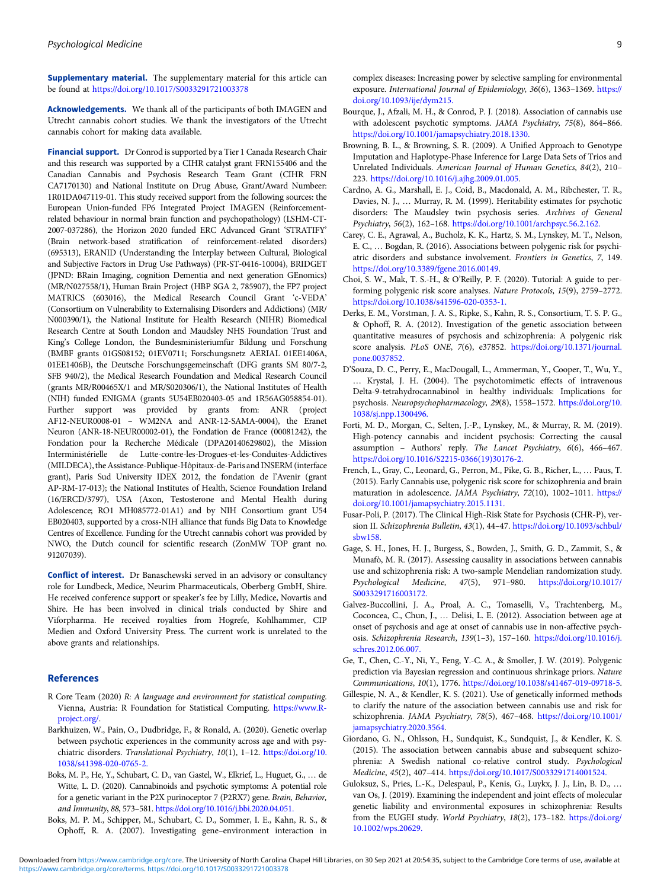**Supplementary material.** The supplementary material for this article can be found at https://doi.org/10.1017/S0033291721003378

**Acknowledgements.** We thank all of the participants of both IMAGEN and Utrecht cannabis cohort studies. We thank the investigators of the Utrecht cannabis cohort for making data available.

**Financial support.** Dr Conrod is supported by a Tier 1 Canada Research Chair and this research was supported by a CIHR catalyst grant FRN155406 and the Canadian Cannabis and Psychosis Research Team Grant (CIHR FRN CA7170130) and National Institute on Drug Abuse, Grant/Award Numbeer: 1R01DA047119-01. This study received support from the following sources: the European Union-funded FP6 Integrated Project IMAGEN (Reinforcement-related behaviour in normal brain function and psychopathology) (LSHM-CT-2007-037286), the Horizon 2020 funded ERC Advanced Grant 'STRATIFY' (Brain network-based stratification of reinforcement-related disorders) (695313), ERANID (Understanding the Interplay between Cultural, Biological and Subjective Factors in Drug Use Pathways) (PR-ST-0416-10004), BRIDGET (JPND: BRain Imaging, cognition Dementia and next generation GEnomics) (MR/N027558/1), Human Brain Project (HBP SGA 2, 785907), the FP7 project MATRICS (603016), the Medical Research Council Grant 'c-VEDA' (Consortium on Vulnerability to Externalising Disorders and Addictions) (MR/N000390/1), the National Institute for Health Research (NIHR) Biomedical Research Centre at South London and Maudsley NHS Foundation Trust and King's College London, the Bundesministeriumfür Bildung und Forschung (BMBF grants 01GS08152; 01EV0711; Forschungsnetz AERIAL 01EE1406A, 01EE1406B), the Deutsche Forschungsgemeinschaft (DFG grants SM 80/7-2, SFB 940/2), the Medical Research Foundation and Medical Research Council (grants MR/R00465X/1 and MR/S020306/1), the National Institutes of Health (NIH) funded ENIGMA (grants 5U54EB020403-05 and 1R56AG058854-01). Further support was provided by grants from: ANR (project AF12-NEUR0008-01 – WM2NA and ANR-12-SAMA-0004), the Eranet Neuron (ANR-18-NEUR00002-01), the Fondation de France (00081242), the Fondation pour la Recherche Médicale (DPA20140629802), the Mission Interministérielle de Lutte-contre-les-Drogues-et-les-Conduites-Addictives (MILDECA), the Assistance-Publique-Hôpitaux-de-Paris and INSERM (interface grant), Paris Sud University IDEX 2012, the fondation de l'Avenir (grant AP-RM-17-013); the National Institutes of Health, Science Foundation Ireland (16/ERCD/3797), USA (Axon, Testosterone and Mental Health during Adolescence; RO1 MH085772-01A1) and by NIH Consortium grant U54 EB020403, supported by a cross-NIH alliance that funds Big Data to Knowledge Centres of Excellence. Funding for the Utrecht cannabis cohort was provided by NWO, the Dutch council for scientific research (ZonMW TOP grant no. 91207039).

**Conflict of interest.** Dr Banaschewski served in an advisory or consultancy role for Lundbeck, Medice, Neurim Pharmaceuticals, Oberberg GmbH, Shire. He received conference support or speaker's fee by Lilly, Medice, Novartis and Shire. He has been involved in clinical trials conducted by Shire and Viforpharma. He received royalties from Hogrefe, Kohlhammer, CIP Medien and Oxford University Press. The current work is unrelated to the above grants and relationships.

## References

R Core Team (2020) *R: A language and environment for statistical computing*. Vienna, Austria: R Foundation for Statistical Computing. https://www.R-project.org/.

Barkhuizen, W., Pain, O., Dudbridge, F., & Ronald, A. (2020). Genetic overlap between psychotic experiences in the community across age and with psychiatric disorders. *Translational Psychiatry*, *10*(1), 1–12. https://doi.org/10.1038/s41398-020-0765-2.

Boks, M. P., He, Y., Schubart, C. D., van Gastel, W., Elkrief, L., Huguet, G., … de Witte, L. D. (2020). Cannabinoids and psychotic symptoms: A potential role for a genetic variant in the P2X purinoceptor 7 (P2RX7) gene. *Brain, Behavior, and Immunity*, *88*, 573–581. https://doi.org/10.1016/j.bbi.2020.04.051.

Boks, M. P. M., Schipper, M., Schubart, C. D., Sommer, I. E., Kahn, R. S., & Ophoff, R. A. (2007). Investigating gene–environment interaction in complex diseases: Increasing power by selective sampling for environmental exposure. *International Journal of Epidemiology*, *36*(6), 1363–1369. https://doi.org/10.1093/ije/dym215.

Bourque, J., Afzali, M. H., & Conrod, P. J. (2018). Association of cannabis use with adolescent psychotic symptoms. *JAMA Psychiatry*, *75*(8), 864–866. https://doi.org/10.1001/jamapsychiatry.2018.1330.

Browning, B. L., & Browning, S. R. (2009). A Unified Approach to Genotype Imputation and Haplotype-Phase Inference for Large Data Sets of Trios and Unrelated Individuals. *American Journal of Human Genetics*, *84*(2), 210–223. https://doi.org/10.1016/j.ajhg.2009.01.005.

Cardno, A. G., Marshall, E. J., Coid, B., Macdonald, A. M., Ribchester, T. R., Davies, N. J., … Murray, R. M. (1999). Heritability estimates for psychotic disorders: The Maudsley twin psychosis series. *Archives of General Psychiatry*, *56*(2), 162–168. https://doi.org/10.1001/archpsyc.56.2.162.

Carey, C. E., Agrawal, A., Bucholz, K. K., Hartz, S. M., Lynskey, M. T., Nelson, E. C., … Bogdan, R. (2016). Associations between polygenic risk for psychiatric disorders and substance involvement. *Frontiers in Genetics*, *7*, 149. https://doi.org/10.3389/fgene.2016.00149.

Choi, S. W., Mak, T. S.-H., & O'Reilly, P. F. (2020). Tutorial: A guide to performing polygenic risk score analyses. *Nature Protocols*, *15*(9), 2759–2772. https://doi.org/10.1038/s41596-020-0353-1.

Derks, E. M., Vorstman, J. A. S., Ripke, S., Kahn, R. S., Consortium, T. S. P. G., & Ophoff, R. A. (2012). Investigation of the genetic association between quantitative measures of psychosis and schizophrenia: A polygenic risk score analysis. *PLoS ONE*, *7*(6), e37852. https://doi.org/10.1371/journal.pone.0037852.

D'Souza, D. C., Perry, E., MacDougall, L., Ammerman, Y., Cooper, T., Wu, Y., … Krystal, J. H. (2004). The psychotomimetic effects of intravenous Delta-9-tetrahydrocannabinol in healthy individuals: Implications for psychosis. *Neuropsychopharmacology*, *29*(8), 1558–1572. https://doi.org/10.1038/sj.npp.1300496.

Forti, M. D., Morgan, C., Selten, J.-P., Lynskey, M., & Murray, R. M. (2019). High-potency cannabis and incident psychosis: Correcting the causal assumption – Authors' reply. *The Lancet Psychiatry*, *6*(6), 466–467. https://doi.org/10.1016/S2215-0366(19)30176-2.

French, L., Gray, C., Leonard, G., Perron, M., Pike, G. B., Richer, L., … Paus, T. (2015). Early Cannabis use, polygenic risk score for schizophrenia and brain maturation in adolescence. *JAMA Psychiatry*, *72*(10), 1002–1011. https://doi.org/10.1001/jamapsychiatry.2015.1131.

Fusar-Poli, P. (2017). The Clinical High-Risk State for Psychosis (CHR-P), version II. *Schizophrenia Bulletin*, *43*(1), 44–47. https://doi.org/10.1093/schbul/sbw158.

Gage, S. H., Jones, H. J., Burgess, S., Bowden, J., Smith, G. D., Zammit, S., & Munafò, M. R. (2017). Assessing causality in associations between cannabis use and schizophrenia risk: A two-sample Mendelian randomization study. *Psychological Medicine*, *47*(5), 971–980. https://doi.org/10.1017/S0033291716003172.

Galvez-Buccollini, J. A., Proal, A. C., Tomaselli, V., Trachtenberg, M., Coconcea, C., Chun, J., … Delisi, L. E. (2012). Association between age at onset of psychosis and age at onset of cannabis use in non-affective psychosis. *Schizophrenia Research*, *139*(1–3), 157–160. https://doi.org/10.1016/j.schres.2012.06.007.

Ge, T., Chen, C.-Y., Ni, Y., Feng, Y.-C. A., & Smoller, J. W. (2019). Polygenic prediction via Bayesian regression and continuous shrinkage priors. *Nature Communications*, *10*(1), 1776. https://doi.org/10.1038/s41467-019-09718-5.

Gillespie, N. A., & Kendler, K. S. (2021). Use of genetically informed methods to clarify the nature of the association between cannabis use and risk for schizophrenia. *JAMA Psychiatry*, *78*(5), 467–468. https://doi.org/10.1001/jamapsychiatry.2020.3564.

Giordano, G. N., Ohlsson, H., Sundquist, K., Sundquist, J., & Kendler, K. S. (2015). The association between cannabis abuse and subsequent schizophrenia: A Swedish national co-relative control study. *Psychological Medicine*, *45*(2), 407–414. https://doi.org/10.1017/S0033291714001524.

Guloksuz, S., Pries, L.-K., Delespaul, P., Kenis, G., Luykx, J. J., Lin, B. D., … van Os, J. (2019). Examining the independent and joint effects of molecular genetic liability and environmental exposures in schizophrenia: Results from the EUGEI study. *World Psychiatry*, *18*(2), 173–182. https://doi.org/10.1002/wps.20629.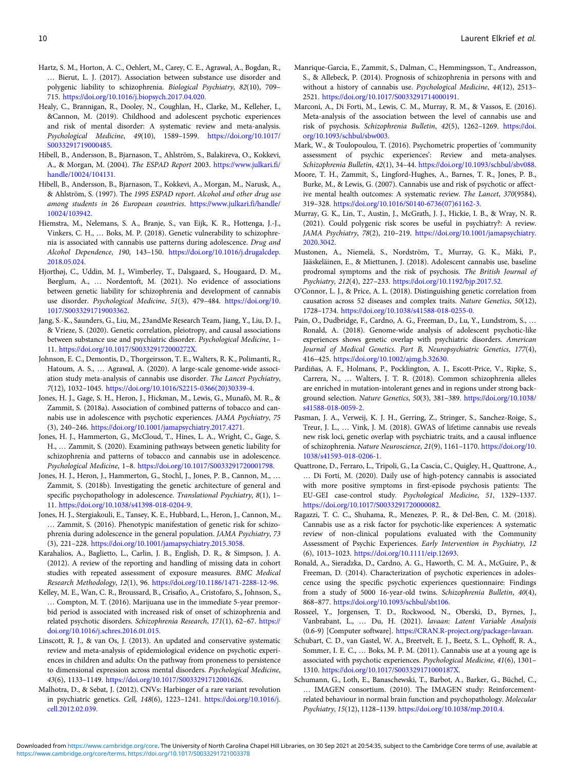Hartz, S. M., Horton, A. C., Oehlert, M., Carey, C. E., Agrawal, A., Bogdan, R., … Bierut, L. J. (2017). Association between substance use disorder and polygenic liability to schizophrenia. *Biological Psychiatry*, *82*(10), 709–715. https://doi.org/10.1016/j.biopsych.2017.04.020.

Healy, C., Brannigan, R., Dooley, N., Coughlan, H., Clarke, M., Kelleher, I., &Cannon, M. (2019). Childhood and adolescent psychotic experiences and risk of mental disorder: A systematic review and meta-analysis. *Psychological Medicine*, *49*(10), 1589–1599. https://doi.org/10.1017/S0033291719000485.

Hibell, B., Andersson, B., Bjarnason, T., Ahlström, S., Balakireva, O., Kokkevi, A., & Morgan, M. (2004). *The ESPAD Report* 2003. https://www.julkari.fi/handle/10024/104131.

Hibell, B., Andersson, B., Bjarnason, T., Kokkevi, A., Morgan, M., Narusk, A., & Ahlström, S. (1997). The *1995 ESPAD report. Alcohol and other drug use among students in* 26 *European countries*. https://www.julkari.fi/handle/10024/103942.

Hiemstra, M., Nelemans, S. A., Branje, S., van Eijk, K. R., Hottenga, J.-J., Vinkers, C. H., … Boks, M. P. (2018). Genetic vulnerability to schizophrenia is associated with cannabis use patterns during adolescence. *Drug and Alcohol Dependence*, *190*, 143–150. https://doi.org/10.1016/j.drugalcdep.2018.05.024.

Hjorthøj, C., Uddin, M. J., Wimberley, T., Dalsgaard, S., Hougaard, D. M., Børglum, A., … Nordentoft, M. (2021). No evidence of associations between genetic liability for schizophrenia and development of cannabis use disorder. *Psychological Medicine*, *51*(3), 479–484. https://doi.org/10.1017/S0033291719003362.

Jang, S.-K., Saunders, G., Liu, M., 23andMe Research Team, Jiang, Y., Liu, D. J., & Vrieze, S. (2020). Genetic correlation, pleiotropy, and causal associations between substance use and psychiatric disorder. *Psychological Medicine*, 1–11. https://doi.org/10.1017/S003329172000272X.

Johnson, E. C., Demontis, D., Thorgeirsson, T. E., Walters, R. K., Polimanti, R., Hatoum, A. S., … Agrawal, A. (2020). A large-scale genome-wide association study meta-analysis of cannabis use disorder. *The Lancet Psychiatry*, *7*(12), 1032–1045. https://doi.org/10.1016/S2215-0366(20)30339-4.

Jones, H. J., Gage, S. H., Heron, J., Hickman, M., Lewis, G., Munafò, M. R., & Zammit, S. (2018a). Association of combined patterns of tobacco and cannabis use in adolescence with psychotic experiences. *JAMA Psychiatry*, *75* (3), 240–246. https://doi.org/10.1001/jamapsychiatry.2017.4271.

Jones, H. J., Hammerton, G., McCloud, T., Hines, L. A., Wright, C., Gage, S. H., … Zammit, S. (2020). Examining pathways between genetic liability for schizophrenia and patterns of tobacco and cannabis use in adolescence. *Psychological Medicine*, 1–8. https://doi.org/10.1017/S0033291720001798.

Jones, H. J., Heron, J., Hammerton, G., Stochl, J., Jones, P. B., Cannon, M., … Zammit, S. (2018b). Investigating the genetic architecture of general and specific psychopathology in adolescence. *Translational Psychiatry*, *8*(1), 1–11. https://doi.org/10.1038/s41398-018-0204-9.

Jones, H. J., Stergiakouli, E., Tansey, K. E., Hubbard, L., Heron, J., Cannon, M., … Zammit, S. (2016). Phenotypic manifestation of genetic risk for schizophrenia during adolescence in the general population. *JAMA Psychiatry*, *73* (3), 221–228. https://doi.org/10.1001/jamapsychiatry.2015.3058.

Karahalios, A., Baglietto, L., Carlin, J. B., English, D. R., & Simpson, J. A. (2012). A review of the reporting and handling of missing data in cohort studies with repeated assessment of exposure measures. *BMC Medical Research Methodology*, *12*(1), 96. https://doi.org/10.1186/1471-2288-12-96.

Kelley, M. E., Wan, C. R., Broussard, B., Crisafio, A., Cristofaro, S., Johnson, S., … Compton, M. T. (2016). Marijuana use in the immediate 5-year premorbid period is associated with increased risk of onset of schizophrenia and related psychotic disorders. *Schizophrenia Research*, *171*(1), 62–67. https://doi.org/10.1016/j.schres.2016.01.015.

Linscott, R. J., & van Os, J. (2013). An updated and conservative systematic review and meta-analysis of epidemiological evidence on psychotic experiences in children and adults: On the pathway from proneness to persistence to dimensional expression across mental disorders. *Psychological Medicine*, *43*(6), 1133–1149. https://doi.org/10.1017/S0033291712001626.

Malhotra, D., & Sebat, J. (2012). CNVs: Harbinger of a rare variant revolution in psychiatric genetics. *Cell*, *148*(6), 1223–1241. https://doi.org/10.1016/j.cell.2012.02.039.

Manrique-Garcia, E., Zammit, S., Dalman, C., Hemmingsson, T., Andreasson, S., & Allebeck, P. (2014). Prognosis of schizophrenia in persons with and without a history of cannabis use. *Psychological Medicine*, *44*(12), 2513–2521. https://doi.org/10.1017/S0033291714000191.

Marconi, A., Di Forti, M., Lewis, C. M., Murray, R. M., & Vassos, E. (2016). Meta-analysis of the association between the level of cannabis use and risk of psychosis. *Schizophrenia Bulletin*, *42*(5), 1262–1269. https://doi.org/10.1093/schbul/sbw003.

Mark, W., & Toulopoulou, T. (2016). Psychometric properties of 'community assessment of psychic experiences': Review and meta-analyses. *Schizophrenia Bulletin*, *42*(1), 34–44. https://doi.org/10.1093/schbul/sbv088.

Moore, T. H., Zammit, S., Lingford-Hughes, A., Barnes, T. R., Jones, P. B., Burke, M., & Lewis, G. (2007). Cannabis use and risk of psychotic or affective mental health outcomes: A systematic review. *The Lancet*, *370*(9584), 319–328. https://doi.org/10.1016/S0140-6736(07)61162-3.

Murray, G. K., Lin, T., Austin, J., McGrath, J. J., Hickie, I. B., & Wray, N. R. (2021). Could polygenic risk scores be useful in psychiatry?: A review. *JAMA Psychiatry*, *78*(2), 210–219. https://doi.org/10.1001/jamapsychiatry.2020.3042.

Mustonen, A., Niemelä, S., Nordström, T., Murray, G. K., Mäki, P., Jääskeläinen, E., & Miettunen, J. (2018). Adolescent cannabis use, baseline prodromal symptoms and the risk of psychosis. *The British Journal of Psychiatry*, *212*(4), 227–233. https://doi.org/10.1192/bjp.2017.52.

O'Connor, L. J., & Price, A. L. (2018). Distinguishing genetic correlation from causation across 52 diseases and complex traits. *Nature Genetics*, *50*(12), 1728–1734. https://doi.org/10.1038/s41588-018-0255-0.

Pain, O., Dudbridge, F., Cardno, A. G., Freeman, D., Lu, Y., Lundstrom, S., … Ronald, A. (2018). Genome-wide analysis of adolescent psychotic-like experiences shows genetic overlap with psychiatric disorders. *American Journal of Medical Genetics. Part B, Neuropsychiatric Genetics*, *177*(4), 416–425. https://doi.org/10.1002/ajmg.b.32630.

Pardiñas, A. F., Holmans, P., Pocklington, A. J., Escott-Price, V., Ripke, S., Carrera, N., … Walters, J. T. R. (2018). Common schizophrenia alleles are enriched in mutation-intolerant genes and in regions under strong background selection. *Nature Genetics*, *50*(3), 381–389. https://doi.org/10.1038/s41588-018-0059-2.

Pasman, J. A., Verweij, K. J. H., Gerring, Z., Stringer, S., Sanchez-Roige, S., Treur, J. L., … Vink, J. M. (2018). GWAS of lifetime cannabis use reveals new risk loci, genetic overlap with psychiatric traits, and a causal influence of schizophrenia. *Nature Neuroscience*, *21*(9), 1161–1170. https://doi.org/10.1038/s41593-018-0206-1.

Quattrone, D., Ferraro, L., Tripoli, G., La Cascia, C., Quigley, H., Quattrone, A., … Di Forti, M. (2020). Daily use of high-potency cannabis is associated with more positive symptoms in first-episode psychosis patients: The EU-GEI case-control study. *Psychological Medicine*, *51*, 1329–1337. https://doi.org/10.1017/S0033291720000082.

Ragazzi, T. C. C., Shuhama, R., Menezes, P. R., & Del-Ben, C. M. (2018). Cannabis use as a risk factor for psychotic-like experiences: A systematic review of non-clinical populations evaluated with the Community Assessment of Psychic Experiences. *Early Intervention in Psychiatry*, *12* (6), 1013–1023. https://doi.org/10.1111/eip.12693.

Ronald, A., Sieradzka, D., Cardno, A. G., Haworth, C. M. A., McGuire, P., & Freeman, D. (2014). Characterization of psychotic experiences in adolescence using the specific psychotic experiences questionnaire: Findings from a study of 5000 16-year-old twins. *Schizophrenia Bulletin*, *40*(4), 868–877. https://doi.org/10.1093/schbul/sbt106.

Rosseel, Y., Jorgensen, T. D., Rockwood, N., Oberski, D., Byrnes, J., Vanbrabant, L., … Du, H. (2021). *lavaan: Latent Variable Analysis* (0.6-9) [Computer software]. https://CRAN.R-project.org/package=lavaan.

Schubart, C. D., van Gastel, W. A., Breetvelt, E. J., Beetz, S. L., Ophoff, R. A., Sommer, I. E. C., … Boks, M. P. M. (2011). Cannabis use at a young age is associated with psychotic experiences. *Psychological Medicine*, *41*(6), 1301–1310. https://doi.org/10.1017/S003329171000187X.

Schumann, G., Loth, E., Banaschewski, T., Barbot, A., Barker, G., Büchel, C., … IMAGEN consortium. (2010). The IMAGEN study: Reinforcement-related behaviour in normal brain function and psychopathology. *Molecular Psychiatry*, *15*(12), 1128–1139. https://doi.org/10.1038/mp.2010.4.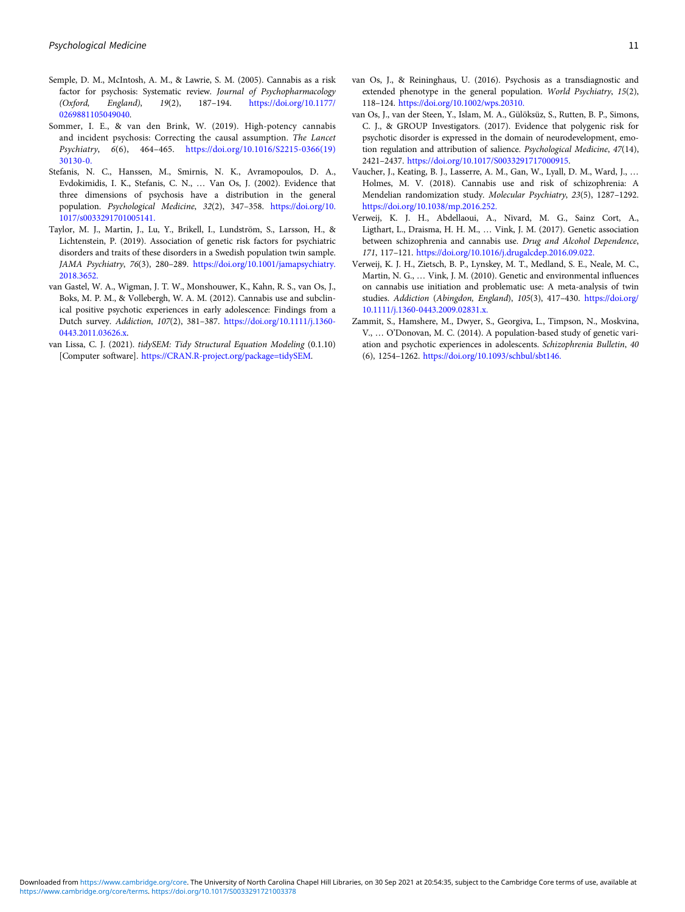Semple, D. M., McIntosh, A. M., & Lawrie, S. M. (2005). Cannabis as a risk factor for psychosis: Systematic review. *Journal of Psychopharmacology (Oxford, England)*, *19*(2), 187–194. https://doi.org/10.1177/0269881105049040.

Sommer, I. E., & van den Brink, W. (2019). High-potency cannabis and incident psychosis: Correcting the causal assumption. *The Lancet Psychiatry*, *6*(6), 464–465. https://doi.org/10.1016/S2215-0366(19)30130-0.

Stefanis, N. C., Hanssen, M., Smirnis, N. K., Avramopoulos, D. A., Evdokimidis, I. K., Stefanis, C. N., … Van Os, J. (2002). Evidence that three dimensions of psychosis have a distribution in the general population. *Psychological Medicine*, *32*(2), 347–358. https://doi.org/10.1017/s0033291701005141.

Taylor, M. J., Martin, J., Lu, Y., Brikell, I., Lundström, S., Larsson, H., & Lichtenstein, P. (2019). Association of genetic risk factors for psychiatric disorders and traits of these disorders in a Swedish population twin sample. *JAMA Psychiatry*, *76*(3), 280–289. https://doi.org/10.1001/jamapsychiatry.2018.3652.

van Gastel, W. A., Wigman, J. T. W., Monshouwer, K., Kahn, R. S., van Os, J., Boks, M. P. M., & Vollebergh, W. A. M. (2012). Cannabis use and subclinical positive psychotic experiences in early adolescence: Findings from a Dutch survey. *Addiction*, *107*(2), 381–387. https://doi.org/10.1111/j.1360-0443.2011.03626.x.

van Lissa, C. J. (2021). *tidySEM: Tidy Structural Equation Modeling* (0.1.10) [Computer software]. https://CRAN.R-project.org/package=tidySEM.

van Os, J., & Reininghaus, U. (2016). Psychosis as a transdiagnostic and extended phenotype in the general population. *World Psychiatry*, *15*(2), 118–124. https://doi.org/10.1002/wps.20310.

van Os, J., van der Steen, Y., Islam, M. A., Gülöksüz, S., Rutten, B. P., Simons, C. J., & GROUP Investigators. (2017). Evidence that polygenic risk for psychotic disorder is expressed in the domain of neurodevelopment, emotion regulation and attribution of salience. *Psychological Medicine*, *47*(14), 2421–2437. https://doi.org/10.1017/S0033291717000915.

Vaucher, J., Keating, B. J., Lasserre, A. M., Gan, W., Lyall, D. M., Ward, J., … Holmes, M. V. (2018). Cannabis use and risk of schizophrenia: A Mendelian randomization study. *Molecular Psychiatry*, *23*(5), 1287–1292. https://doi.org/10.1038/mp.2016.252.

Verweij, K. J. H., Abdellaoui, A., Nivard, M. G., Sainz Cort, A., Ligthart, L., Draisma, H. H. M., … Vink, J. M. (2017). Genetic association between schizophrenia and cannabis use. *Drug and Alcohol Dependence*, *171*, 117–121. https://doi.org/10.1016/j.drugalcdep.2016.09.022.

Verweij, K. J. H., Zietsch, B. P., Lynskey, M. T., Medland, S. E., Neale, M. C., Martin, N. G., … Vink, J. M. (2010). Genetic and environmental influences on cannabis use initiation and problematic use: A meta-analysis of twin studies. *Addiction* (*Abingdon, England*), *105*(3), 417–430. https://doi.org/10.1111/j.1360-0443.2009.02831.x.

Zammit, S., Hamshere, M., Dwyer, S., Georgiva, L., Timpson, N., Moskvina, V., … O'Donovan, M. C. (2014). A population-based study of genetic variation and psychotic experiences in adolescents. *Schizophrenia Bulletin*, *40* (6), 1254–1262. https://doi.org/10.1093/schbul/sbt146.